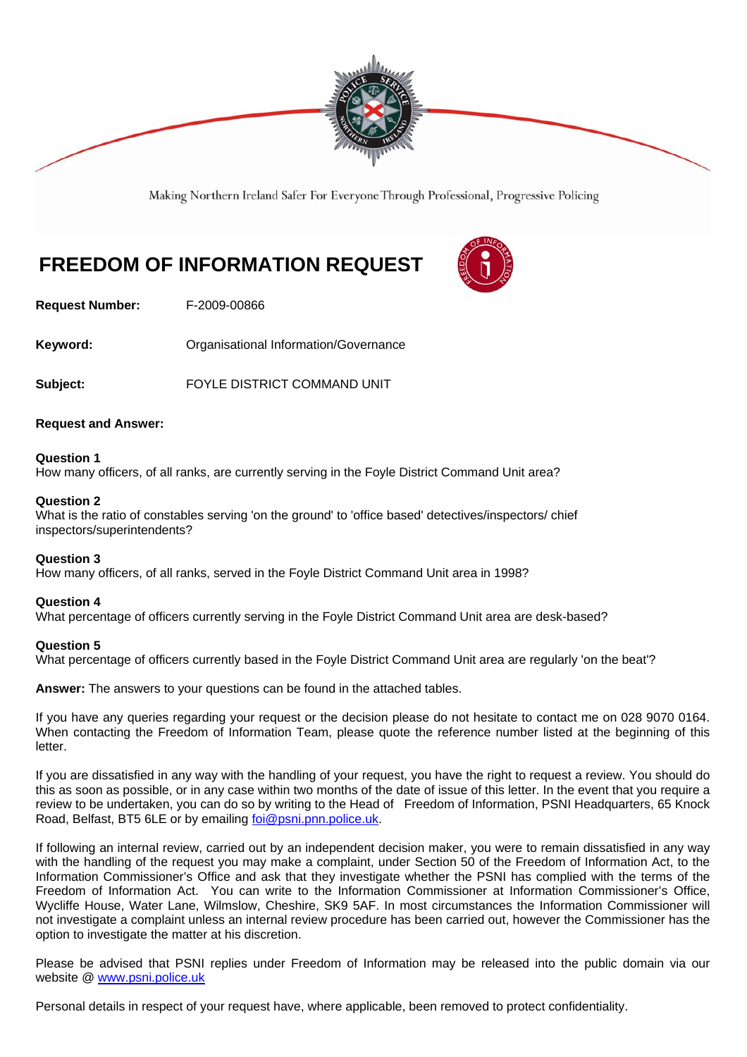Making Northern Ireland Safer For Everyone Through Professional, Progressive Policing

# FREEDOM OF INFORMATION REQUEST

**Request Number:** F-2009-00866

**Keyword:** Organisational Information/Governance

**Subject:** FOYLE DISTRICT COMMAND UNIT

**Request and Answer:**

**Question 1**
How many officers, of all ranks, are currently serving in the Foyle District Command Unit area?

**Question 2**
What is the ratio of constables serving 'on the ground' to 'office based' detectives/inspectors/ chief inspectors/superintendents?

**Question 3**
How many officers, of all ranks, served in the Foyle District Command Unit area in 1998?

**Question 4**
What percentage of officers currently serving in the Foyle District Command Unit area are desk-based?

**Question 5**
What percentage of officers currently based in the Foyle District Command Unit area are regularly 'on the beat'?

**Answer:** The answers to your questions can be found in the attached tables.

If you have any queries regarding your request or the decision please do not hesitate to contact me on 028 9070 0164. When contacting the Freedom of Information Team, please quote the reference number listed at the beginning of this letter.

If you are dissatisfied in any way with the handling of your request, you have the right to request a review. You should do this as soon as possible, or in any case within two months of the date of issue of this letter. In the event that you require a review to be undertaken, you can do so by writing to the Head of Freedom of Information, PSNI Headquarters, 65 Knock Road, Belfast, BT5 6LE or by emailing foi@psni.pnn.police.uk.

If following an internal review, carried out by an independent decision maker, you were to remain dissatisfied in any way with the handling of the request you may make a complaint, under Section 50 of the Freedom of Information Act, to the Information Commissioner's Office and ask that they investigate whether the PSNI has complied with the terms of the Freedom of Information Act. You can write to the Information Commissioner at Information Commissioner's Office, Wycliffe House, Water Lane, Wilmslow, Cheshire, SK9 5AF. In most circumstances the Information Commissioner will not investigate a complaint unless an internal review procedure has been carried out, however the Commissioner has the option to investigate the matter at his discretion.

Please be advised that PSNI replies under Freedom of Information may be released into the public domain via our website @ www.psni.police.uk

Personal details in respect of your request have, where applicable, been removed to protect confidentiality.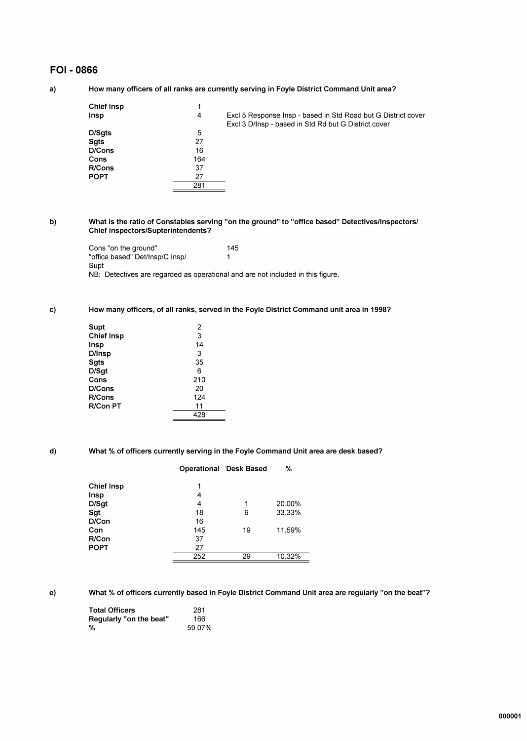## FOI - 0866

**a)** **How many officers of all ranks are currently serving in Foyle District Command Unit area?**

| | | |
|---|---|---|
| **Chief Insp** | 1 | |
| **Insp** | 4 | Excl 5 Response Insp - based in Std Road but G District cover<br>Excl 3 D/Insp - based in Std Rd but G District cover |
| **D/Sgts** | 5 | |
| **Sgts** | 27 | |
| **D/Cons** | 16 | |
| **Cons** | 164 | |
| **R/Cons** | 37 | |
| **POPT** | 27 | |
| | 281 | |

**b)** **What is the ratio of Constables serving "on the ground" to "office based" Detectives/Inspectors/ Chief Inspectors/Supterintendents?**

| | |
|---|---|
| Cons "on the ground" | 145 |
| "office based" Det/Insp/C Insp/ Supt | 1 |

NB: Detectives are regarded as operational and are not included in this figure.

**c)** **How many officers, of all ranks, served in the Foyle District Command unit area in 1998?**

| | |
|---|---|
| **Supt** | 2 |
| **Chief Insp** | 3 |
| **Insp** | 14 |
| **D/Insp** | 3 |
| **Sgts** | 35 |
| **D/Sgt** | 6 |
| **Cons** | 210 |
| **D/Cons** | 20 |
| **R/Cons** | 124 |
| **R/Con PT** | 11 |
| | 428 |

**d)** **What % of officers currently serving in the Foyle Command Unit area are desk based?**

| | Operational | Desk Based | % |
|---|---|---|---|
| **Chief Insp** | 1 | | |
| **Insp** | 4 | | |
| **D/Sgt** | 4 | 1 | 20.00% |
| **Sgt** | 18 | 9 | 33.33% |
| **D/Con** | 16 | | |
| **Con** | 145 | 19 | 11.59% |
| **R/Con** | 37 | | |
| **POPT** | 27 | | |
| | 252 | 29 | 10.32% |

**e)** **What % of officers currently based in Foyle District Command Unit area are regularly "on the beat"?**

| | |
|---|---|
| **Total Officers** | 281 |
| **Regularly "on the beat"** | 166 |
| **%** | 59.07% |

000001